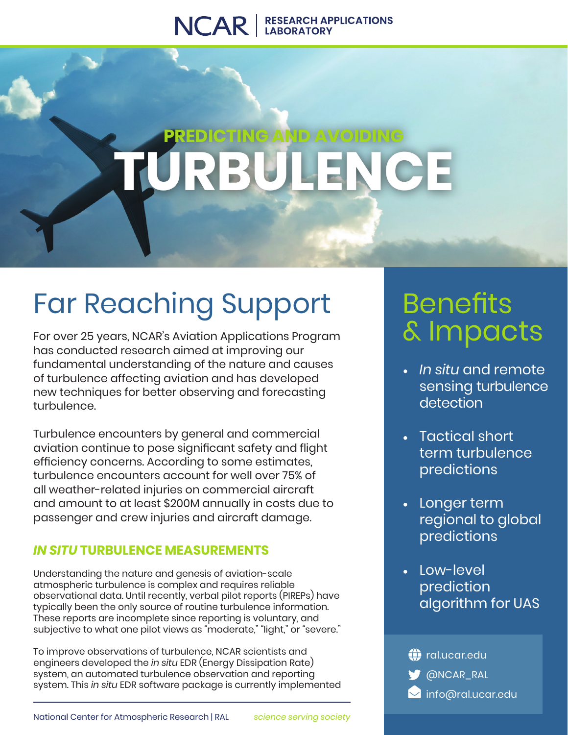NCAR | RESEARCH APPLICATIONS LABORATORY

# PREDICTING AND AVOIDING TURBULENCE

## Far Reaching Support

For over 25 years, NCAR's Aviation Applications Program has conducted research aimed at improving our fundamental understanding of the nature and causes of turbulence affecting aviation and has developed new techniques for better observing and forecasting turbulence.

Turbulence encounters by general and commercial aviation continue to pose significant safety and flight efficiency concerns. According to some estimates, turbulence encounters account for well over 75% of all weather-related injuries on commercial aircraft and amount to at least $200M annually in costs due to passenger and crew injuries and aircraft damage.

### *IN SITU* TURBULENCE MEASUREMENTS

Understanding the nature and genesis of aviation-scale atmospheric turbulence is complex and requires reliable observational data. Until recently, verbal pilot reports (PIREPs) have typically been the only source of routine turbulence information. These reports are incomplete since reporting is voluntary, and subjective to what one pilot views as "moderate," "light," or "severe."

To improve observations of turbulence, NCAR scientists and engineers developed the *in situ* EDR (Energy Dissipation Rate) system, an automated turbulence observation and reporting system. This *in situ* EDR software package is currently implemented

## Benefits & Impacts

- *In situ* and remote sensing turbulence detection
- Tactical short term turbulence predictions
- Longer term regional to global predictions
- Low-level prediction algorithm for UAS

ral.ucar.edu
@NCAR_RAL
info@ral.ucar.edu

National Center for Atmospheric Research | RAL *science serving society*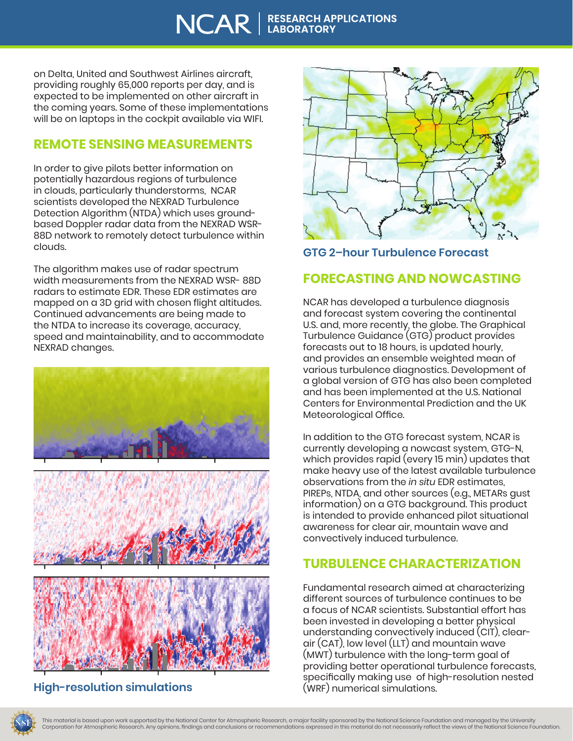on Delta, United and Southwest Airlines aircraft, providing roughly 65,000 reports per day, and is expected to be implemented on other aircraft in the coming years. Some of these implementations will be on laptops in the cockpit available via WIFI.

## REMOTE SENSING MEASUREMENTS

In order to give pilots better information on potentially hazardous regions of turbulence in clouds, particularly thunderstorms, NCAR scientists developed the NEXRAD Turbulence Detection Algorithm (NTDA) which uses ground-based Doppler radar data from the NEXRAD WSR-88D network to remotely detect turbulence within clouds.

The algorithm makes use of radar spectrum width measurements from the NEXRAD WSR- 88D radars to estimate EDR. These EDR estimates are mapped on a 3D grid with chosen flight altitudes. Continued advancements are being made to the NTDA to increase its coverage, accuracy, speed and maintainability, and to accommodate NEXRAD changes.

High-resolution simulations

GTG 2–hour Turbulence Forecast

## FORECASTING AND NOWCASTING

NCAR has developed a turbulence diagnosis and forecast system covering the continental U.S. and, more recently, the globe. The Graphical Turbulence Guidance (GTG) product provides forecasts out to 18 hours, is updated hourly, and provides an ensemble weighted mean of various turbulence diagnostics. Development of a global version of GTG has also been completed and has been implemented at the U.S. National Centers for Environmental Prediction and the UK Meteorological Office.

In addition to the GTG forecast system, NCAR is currently developing a nowcast system, GTG-N, which provides rapid (every 15 min) updates that make heavy use of the latest available turbulence observations from the *in situ* EDR estimates, PIREPs, NTDA, and other sources (e.g., METARs gust information) on a GTG background. This product is intended to provide enhanced pilot situational awareness for clear air, mountain wave and convectively induced turbulence.

## TURBULENCE CHARACTERIZATION

Fundamental research aimed at characterizing different sources of turbulence continues to be a focus of NCAR scientists. Substantial effort has been invested in developing a better physical understanding convectively induced (CIT), clear-air (CAT), low level (LLT) and mountain wave (MWT) turbulence with the long-term goal of providing better operational turbulence forecasts, specifically making use of high-resolution nested (WRF) numerical simulations.

This material is based upon work supported by the National Center for Atmospheric Research, a major facility sponsored by the National Science Foundation and managed by the University Corporation for Atmospheric Research. Any opinions, findings and conclusions or recommendations expressed in this material do not necessarily reflect the views of the National Science Foundation.